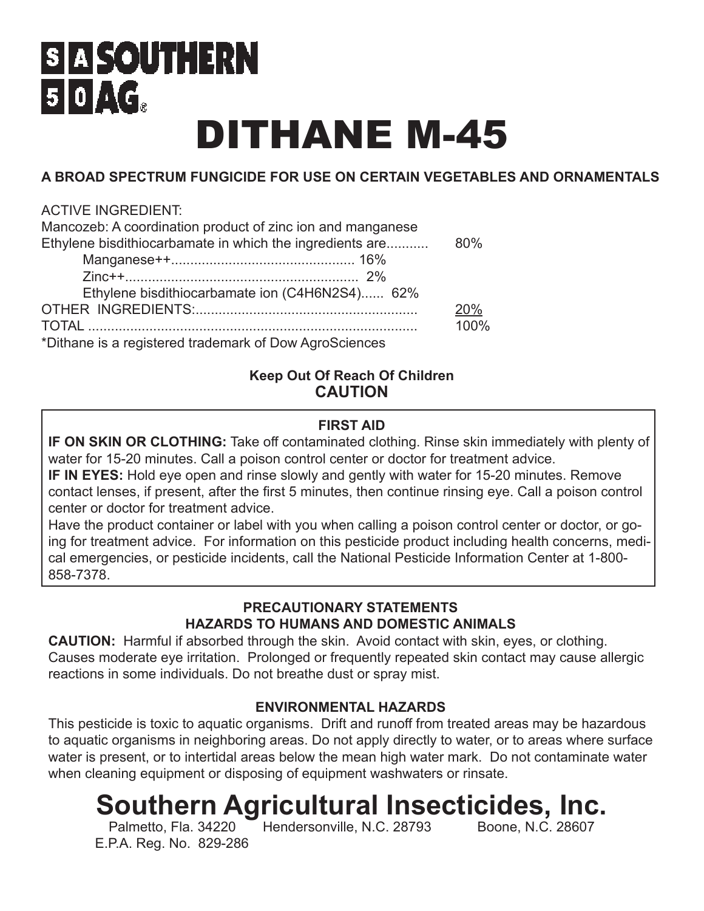# SOUTHERN AG

# DITHANE M-45

**A BROAD SPECTRUM FUNGICIDE FOR USE ON CERTAIN VEGETABLES AND ORNAMENTALS**

ACTIVE INGREDIENT:
Mancozeb: A coordination product of zinc ion and manganese
Ethylene bisdithiocarbamate in which the ingredients are........... 80%
- Manganese++................................................ 16%
- Zinc++............................................................. 2%
- Ethylene bisdithiocarbamate ion ($C_4H_6N_2S_4$)...... 62%

OTHER INGREDIENTS:........................................................... 20%
TOTAL ....................................................................................... 100%

*Dithane is a registered trademark of Dow AgroSciences

**Keep Out Of Reach Of Children**
**CAUTION**

**FIRST AID**

**IF ON SKIN OR CLOTHING:** Take off contaminated clothing. Rinse skin immediately with plenty of water for 15-20 minutes. Call a poison control center or doctor for treatment advice.

**IF IN EYES:** Hold eye open and rinse slowly and gently with water for 15-20 minutes. Remove contact lenses, if present, after the first 5 minutes, then continue rinsing eye. Call a poison control center or doctor for treatment advice.

Have the product container or label with you when calling a poison control center or doctor, or going for treatment advice. For information on this pesticide product including health concerns, medical emergencies, or pesticide incidents, call the National Pesticide Information Center at 1-800-858-7378.

**PRECAUTIONARY STATEMENTS**
**HAZARDS TO HUMANS AND DOMESTIC ANIMALS**

**CAUTION:** Harmful if absorbed through the skin. Avoid contact with skin, eyes, or clothing. Causes moderate eye irritation. Prolonged or frequently repeated skin contact may cause allergic reactions in some individuals. Do not breathe dust or spray mist.

**ENVIRONMENTAL HAZARDS**

This pesticide is toxic to aquatic organisms. Drift and runoff from treated areas may be hazardous to aquatic organisms in neighboring areas. Do not apply directly to water, or to areas where surface water is present, or to intertidal areas below the mean high water mark. Do not contaminate water when cleaning equipment or disposing of equipment washwaters or rinsate.

## Southern Agricultural Insecticides, Inc.

Palmetto, Fla. 34220 Hendersonville, N.C. 28793 Boone, N.C. 28607

E.P.A. Reg. No. 829-286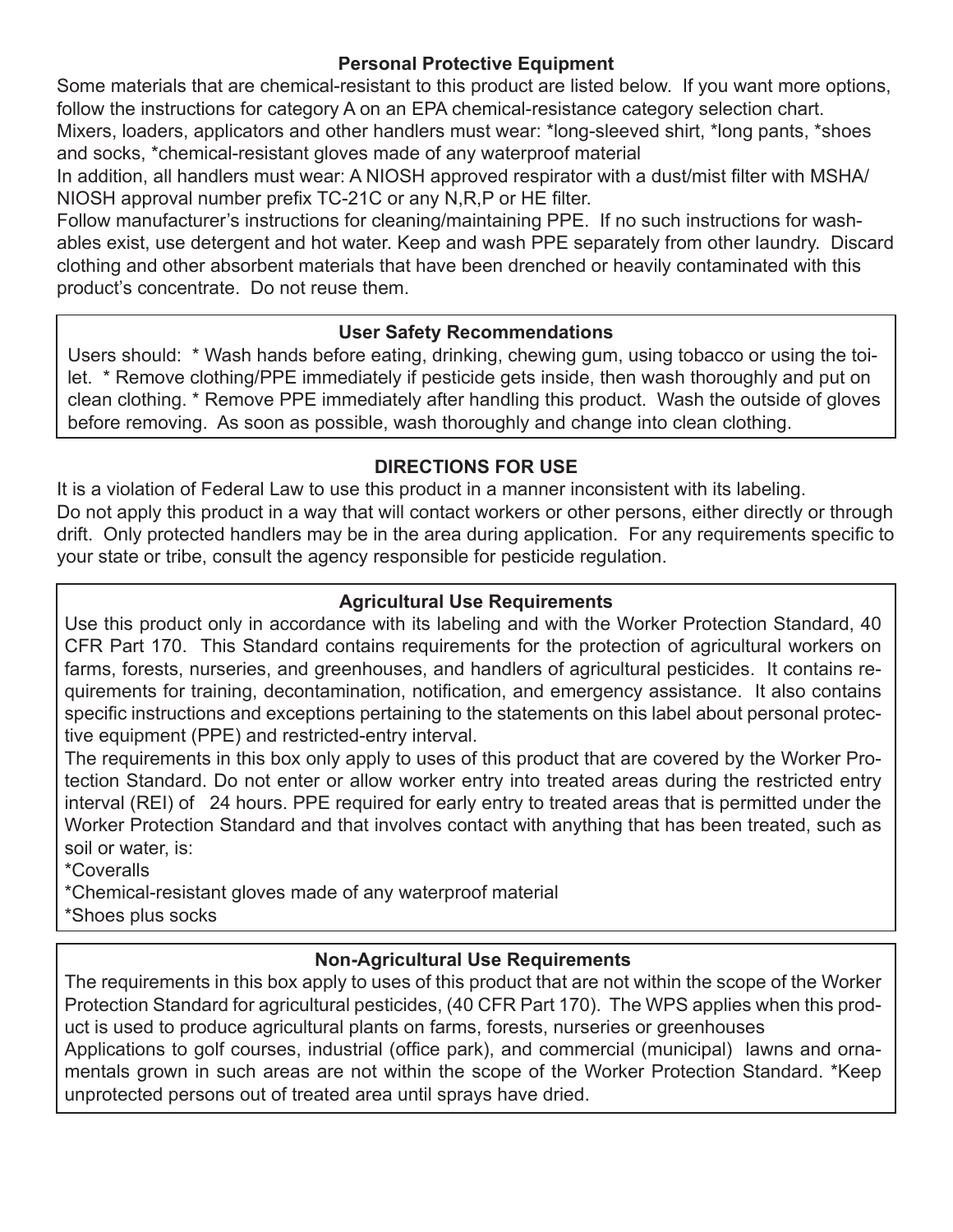## Personal Protective Equipment

Some materials that are chemical-resistant to this product are listed below. If you want more options, follow the instructions for category A on an EPA chemical-resistance category selection chart.
Mixers, loaders, applicators and other handlers must wear: *long-sleeved shirt, *long pants, *shoes and socks, *chemical-resistant gloves made of any waterproof material
In addition, all handlers must wear: A NIOSH approved respirator with a dust/mist filter with MSHA/NIOSH approval number prefix TC-21C or any N,R,P or HE filter.
Follow manufacturer's instructions for cleaning/maintaining PPE. If no such instructions for washables exist, use detergent and hot water. Keep and wash PPE separately from other laundry. Discard clothing and other absorbent materials that have been drenched or heavily contaminated with this product's concentrate. Do not reuse them.

## User Safety Recommendations

Users should: * Wash hands before eating, drinking, chewing gum, using tobacco or using the toilet. * Remove clothing/PPE immediately if pesticide gets inside, then wash thoroughly and put on clean clothing. * Remove PPE immediately after handling this product. Wash the outside of gloves before removing. As soon as possible, wash thoroughly and change into clean clothing.

## DIRECTIONS FOR USE

It is a violation of Federal Law to use this product in a manner inconsistent with its labeling.
Do not apply this product in a way that will contact workers or other persons, either directly or through drift. Only protected handlers may be in the area during application. For any requirements specific to your state or tribe, consult the agency responsible for pesticide regulation.

## Agricultural Use Requirements

Use this product only in accordance with its labeling and with the Worker Protection Standard, 40 CFR Part 170. This Standard contains requirements for the protection of agricultural workers on farms, forests, nurseries, and greenhouses, and handlers of agricultural pesticides. It contains requirements for training, decontamination, notification, and emergency assistance. It also contains specific instructions and exceptions pertaining to the statements on this label about personal protective equipment (PPE) and restricted-entry interval.
The requirements in this box only apply to uses of this product that are covered by the Worker Protection Standard. Do not enter or allow worker entry into treated areas during the restricted entry interval (REI) of 24 hours. PPE required for early entry to treated areas that is permitted under the Worker Protection Standard and that involves contact with anything that has been treated, such as soil or water, is:
*Coveralls
*Chemical-resistant gloves made of any waterproof material
*Shoes plus socks

## Non-Agricultural Use Requirements

The requirements in this box apply to uses of this product that are not within the scope of the Worker Protection Standard for agricultural pesticides, (40 CFR Part 170). The WPS applies when this product is used to produce agricultural plants on farms, forests, nurseries or greenhouses
Applications to golf courses, industrial (office park), and commercial (municipal) lawns and ornamentals grown in such areas are not within the scope of the Worker Protection Standard. *Keep unprotected persons out of treated area until sprays have dried.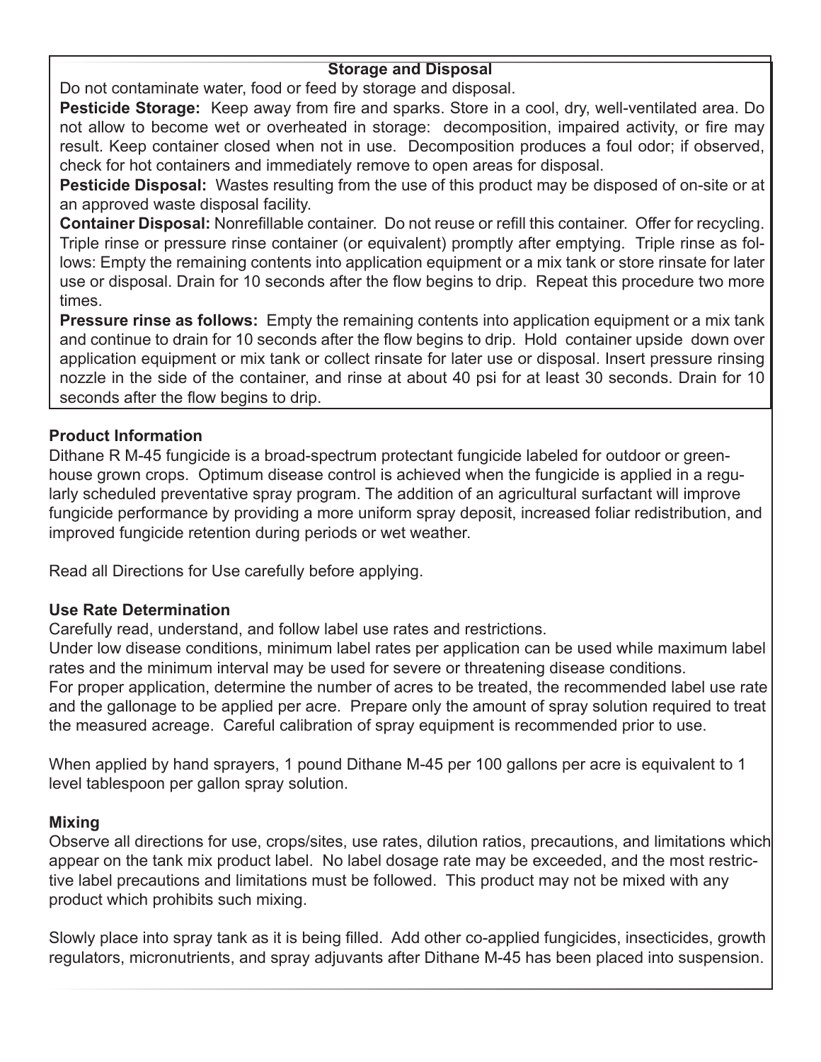## Storage and Disposal

Do not contaminate water, food or feed by storage and disposal.

**Pesticide Storage:** Keep away from fire and sparks. Store in a cool, dry, well-ventilated area. Do not allow to become wet or overheated in storage: decomposition, impaired activity, or fire may result. Keep container closed when not in use. Decomposition produces a foul odor; if observed, check for hot containers and immediately remove to open areas for disposal.

**Pesticide Disposal:** Wastes resulting from the use of this product may be disposed of on-site or at an approved waste disposal facility.

**Container Disposal:** Nonrefillable container. Do not reuse or refill this container. Offer for recycling. Triple rinse or pressure rinse container (or equivalent) promptly after emptying. Triple rinse as follows: Empty the remaining contents into application equipment or a mix tank or store rinsate for later use or disposal. Drain for 10 seconds after the flow begins to drip. Repeat this procedure two more times.

**Pressure rinse as follows:** Empty the remaining contents into application equipment or a mix tank and continue to drain for 10 seconds after the flow begins to drip. Hold container upside down over application equipment or mix tank or collect rinsate for later use or disposal. Insert pressure rinsing nozzle in the side of the container, and rinse at about 40 psi for at least 30 seconds. Drain for 10 seconds after the flow begins to drip.

### Product Information

Dithane R M-45 fungicide is a broad-spectrum protectant fungicide labeled for outdoor or greenhouse grown crops. Optimum disease control is achieved when the fungicide is applied in a regularly scheduled preventative spray program. The addition of an agricultural surfactant will improve fungicide performance by providing a more uniform spray deposit, increased foliar redistribution, and improved fungicide retention during periods or wet weather.

Read all Directions for Use carefully before applying.

### Use Rate Determination

Carefully read, understand, and follow label use rates and restrictions.

Under low disease conditions, minimum label rates per application can be used while maximum label rates and the minimum interval may be used for severe or threatening disease conditions.

For proper application, determine the number of acres to be treated, the recommended label use rate and the gallonage to be applied per acre. Prepare only the amount of spray solution required to treat the measured acreage. Careful calibration of spray equipment is recommended prior to use.

When applied by hand sprayers, 1 pound Dithane M-45 per 100 gallons per acre is equivalent to 1 level tablespoon per gallon spray solution.

### Mixing

Observe all directions for use, crops/sites, use rates, dilution ratios, precautions, and limitations which appear on the tank mix product label. No label dosage rate may be exceeded, and the most restrictive label precautions and limitations must be followed. This product may not be mixed with any product which prohibits such mixing.

Slowly place into spray tank as it is being filled. Add other co-applied fungicides, insecticides, growth regulators, micronutrients, and spray adjuvants after Dithane M-45 has been placed into suspension.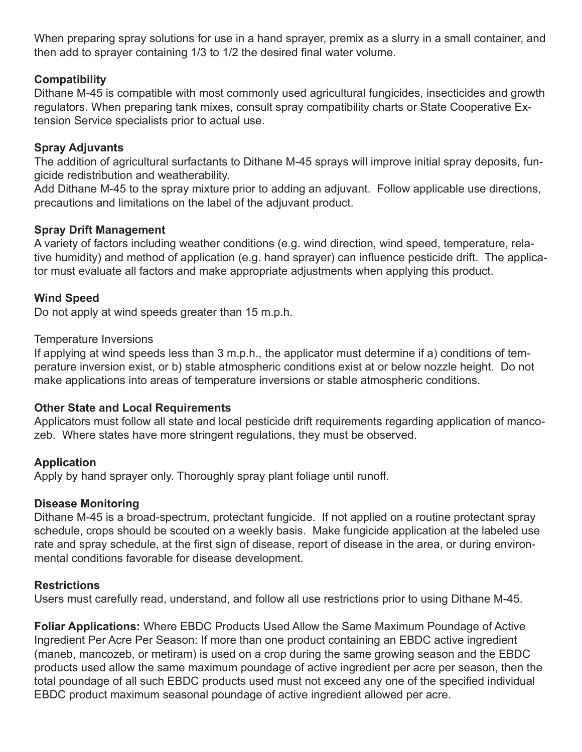When preparing spray solutions for use in a hand sprayer, premix as a slurry in a small container, and then add to sprayer containing 1/3 to 1/2 the desired final water volume.

**Compatibility**

Dithane M-45 is compatible with most commonly used agricultural fungicides, insecticides and growth regulators. When preparing tank mixes, consult spray compatibility charts or State Cooperative Extension Service specialists prior to actual use.

**Spray Adjuvants**

The addition of agricultural surfactants to Dithane M-45 sprays will improve initial spray deposits, fungicide redistribution and weatherability.

Add Dithane M-45 to the spray mixture prior to adding an adjuvant. Follow applicable use directions, precautions and limitations on the label of the adjuvant product.

**Spray Drift Management**

A variety of factors including weather conditions (e.g. wind direction, wind speed, temperature, relative humidity) and method of application (e.g. hand sprayer) can influence pesticide drift. The applicator must evaluate all factors and make appropriate adjustments when applying this product.

**Wind Speed**

Do not apply at wind speeds greater than 15 m.p.h.

Temperature Inversions

If applying at wind speeds less than 3 m.p.h., the applicator must determine if a) conditions of temperature inversion exist, or b) stable atmospheric conditions exist at or below nozzle height. Do not make applications into areas of temperature inversions or stable atmospheric conditions.

**Other State and Local Requirements**

Applicators must follow all state and local pesticide drift requirements regarding application of mancozeb. Where states have more stringent regulations, they must be observed.

**Application**

Apply by hand sprayer only. Thoroughly spray plant foliage until runoff.

**Disease Monitoring**

Dithane M-45 is a broad-spectrum, protectant fungicide. If not applied on a routine protectant spray schedule, crops should be scouted on a weekly basis. Make fungicide application at the labeled use rate and spray schedule, at the first sign of disease, report of disease in the area, or during environmental conditions favorable for disease development.

**Restrictions**

Users must carefully read, understand, and follow all use restrictions prior to using Dithane M-45.

**Foliar Applications:** Where EBDC Products Used Allow the Same Maximum Poundage of Active Ingredient Per Acre Per Season: If more than one product containing an EBDC active ingredient (maneb, mancozeb, or metiram) is used on a crop during the same growing season and the EBDC products used allow the same maximum poundage of active ingredient per acre per season, then the total poundage of all such EBDC products used must not exceed any one of the specified individual EBDC product maximum seasonal poundage of active ingredient allowed per acre.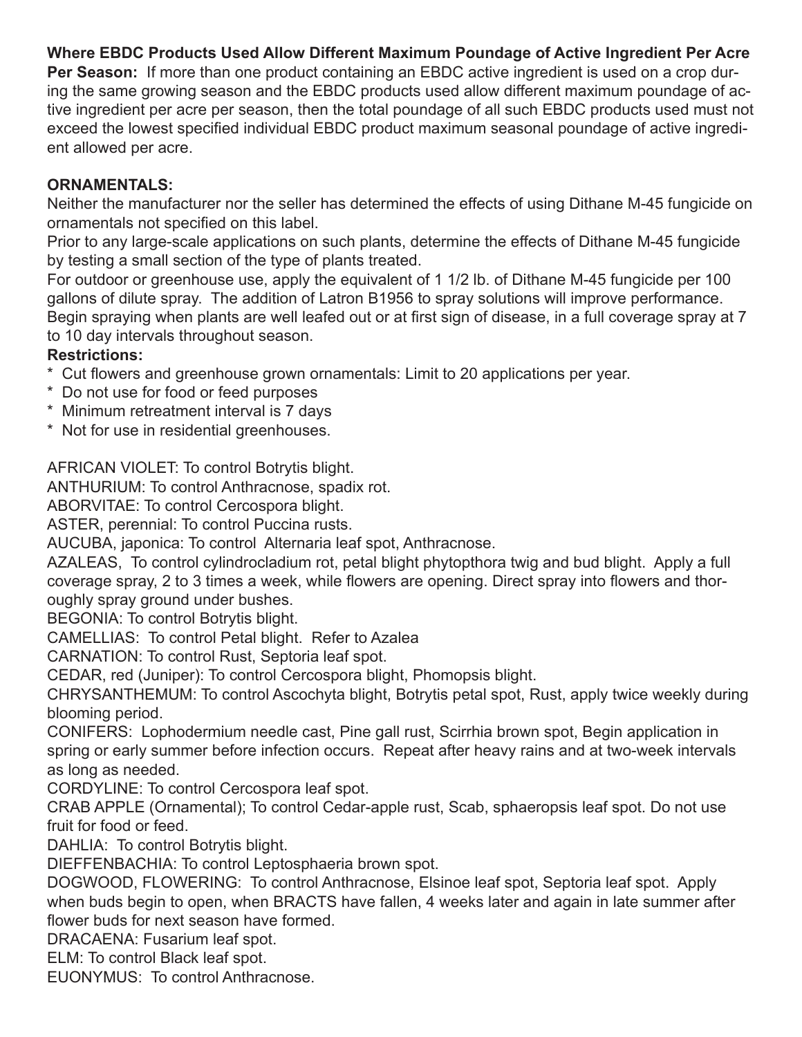**Where EBDC Products Used Allow Different Maximum Poundage of Active Ingredient Per Acre Per Season:** If more than one product containing an EBDC active ingredient is used on a crop during the same growing season and the EBDC products used allow different maximum poundage of active ingredient per acre per season, then the total poundage of all such EBDC products used must not exceed the lowest specified individual EBDC product maximum seasonal poundage of active ingredient allowed per acre.

**ORNAMENTALS:**

Neither the manufacturer nor the seller has determined the effects of using Dithane M-45 fungicide on ornamentals not specified on this label.

Prior to any large-scale applications on such plants, determine the effects of Dithane M-45 fungicide by testing a small section of the type of plants treated.

For outdoor or greenhouse use, apply the equivalent of 1 1/2 lb. of Dithane M-45 fungicide per 100 gallons of dilute spray. The addition of Latron B1956 to spray solutions will improve performance. Begin spraying when plants are well leafed out or at first sign of disease, in a full coverage spray at 7 to 10 day intervals throughout season.

**Restrictions:**

* Cut flowers and greenhouse grown ornamentals: Limit to 20 applications per year.
* Do not use for food or feed purposes
* Minimum retreatment interval is 7 days
* Not for use in residential greenhouses.

AFRICAN VIOLET: To control Botrytis blight.

ANTHURIUM: To control Anthracnose, spadix rot.

ABORVITAE: To control Cercospora blight.

ASTER, perennial: To control Puccina rusts.

AUCUBA, japonica: To control Alternaria leaf spot, Anthracnose.

AZALEAS, To control cylindrocladium rot, petal blight phytopthora twig and bud blight. Apply a full coverage spray, 2 to 3 times a week, while flowers are opening. Direct spray into flowers and thoroughly spray ground under bushes.

BEGONIA: To control Botrytis blight.

CAMELLIAS: To control Petal blight. Refer to Azalea

CARNATION: To control Rust, Septoria leaf spot.

CEDAR, red (Juniper): To control Cercospora blight, Phomopsis blight.

CHRYSANTHEMUM: To control Ascochyta blight, Botrytis petal spot, Rust, apply twice weekly during blooming period.

CONIFERS: Lophodermium needle cast, Pine gall rust, Scirrhia brown spot, Begin application in spring or early summer before infection occurs. Repeat after heavy rains and at two-week intervals as long as needed.

CORDYLINE: To control Cercospora leaf spot.

CRAB APPLE (Ornamental); To control Cedar-apple rust, Scab, sphaeropsis leaf spot. Do not use fruit for food or feed.

DAHLIA: To control Botrytis blight.

DIEFFENBACHIA: To control Leptosphaeria brown spot.

DOGWOOD, FLOWERING: To control Anthracnose, Elsinoe leaf spot, Septoria leaf spot. Apply when buds begin to open, when BRACTS have fallen, 4 weeks later and again in late summer after flower buds for next season have formed.

DRACAENA: Fusarium leaf spot.

ELM: To control Black leaf spot.

EUONYMUS: To control Anthracnose.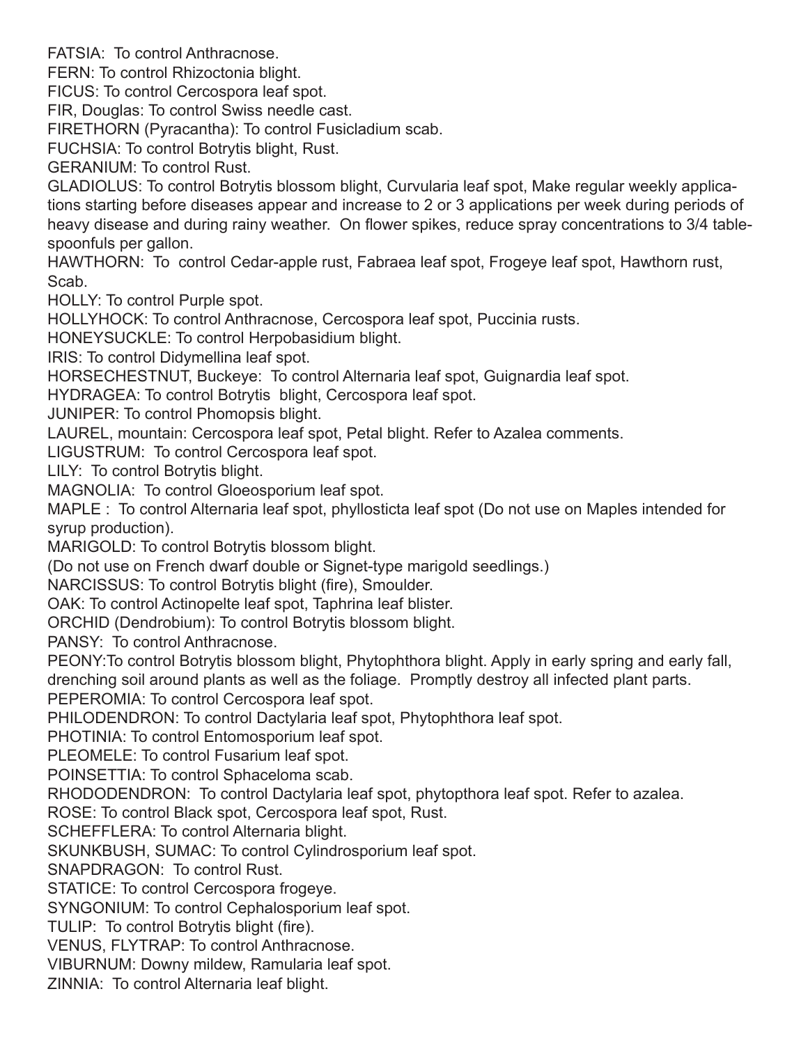FATSIA: To control Anthracnose.

FERN: To control Rhizoctonia blight.

FICUS: To control Cercospora leaf spot.

FIR, Douglas: To control Swiss needle cast.

FIRETHORN (Pyracantha): To control Fusicladium scab.

FUCHSIA: To control Botrytis blight, Rust.

GERANIUM: To control Rust.

GLADIOLUS: To control Botrytis blossom blight, Curvularia leaf spot, Make regular weekly applications starting before diseases appear and increase to 2 or 3 applications per week during periods of heavy disease and during rainy weather. On flower spikes, reduce spray concentrations to 3/4 tablespoonfuls per gallon.

HAWTHORN: To control Cedar-apple rust, Fabraea leaf spot, Frogeye leaf spot, Hawthorn rust, Scab.

HOLLY: To control Purple spot.

HOLLYHOCK: To control Anthracnose, Cercospora leaf spot, Puccinia rusts.

HONEYSUCKLE: To control Herpobasidium blight.

IRIS: To control Didymellina leaf spot.

HORSECHESTNUT, Buckeye: To control Alternaria leaf spot, Guignardia leaf spot.

HYDRAGEA: To control Botrytis blight, Cercospora leaf spot.

JUNIPER: To control Phomopsis blight.

LAUREL, mountain: Cercospora leaf spot, Petal blight. Refer to Azalea comments.

LIGUSTRUM: To control Cercospora leaf spot.

LILY: To control Botrytis blight.

MAGNOLIA: To control Gloeosporium leaf spot.

MAPLE : To control Alternaria leaf spot, phyllosticta leaf spot (Do not use on Maples intended for syrup production).

MARIGOLD: To control Botrytis blossom blight.
(Do not use on French dwarf double or Signet-type marigold seedlings.)

NARCISSUS: To control Botrytis blight (fire), Smoulder.

OAK: To control Actinopelte leaf spot, Taphrina leaf blister.

ORCHID (Dendrobium): To control Botrytis blossom blight.

PANSY: To control Anthracnose.

PEONY:To control Botrytis blossom blight, Phytophthora blight. Apply in early spring and early fall, drenching soil around plants as well as the foliage. Promptly destroy all infected plant parts.

PEPEROMIA: To control Cercospora leaf spot.

PHILODENDRON: To control Dactylaria leaf spot, Phytophthora leaf spot.

PHOTINIA: To control Entomosporium leaf spot.

PLEOMELE: To control Fusarium leaf spot.

POINSETTIA: To control Sphaceloma scab.

RHODODENDRON: To control Dactylaria leaf spot, phytopthora leaf spot. Refer to azalea.

ROSE: To control Black spot, Cercospora leaf spot, Rust.

SCHEFFLERA: To control Alternaria blight.

SKUNKBUSH, SUMAC: To control Cylindrosporium leaf spot.

SNAPDRAGON: To control Rust.

STATICE: To control Cercospora frogeye.

SYNGONIUM: To control Cephalosporium leaf spot.

TULIP: To control Botrytis blight (fire).

VENUS, FLYTRAP: To control Anthracnose.

VIBURNUM: Downy mildew, Ramularia leaf spot.

ZINNIA: To control Alternaria leaf blight.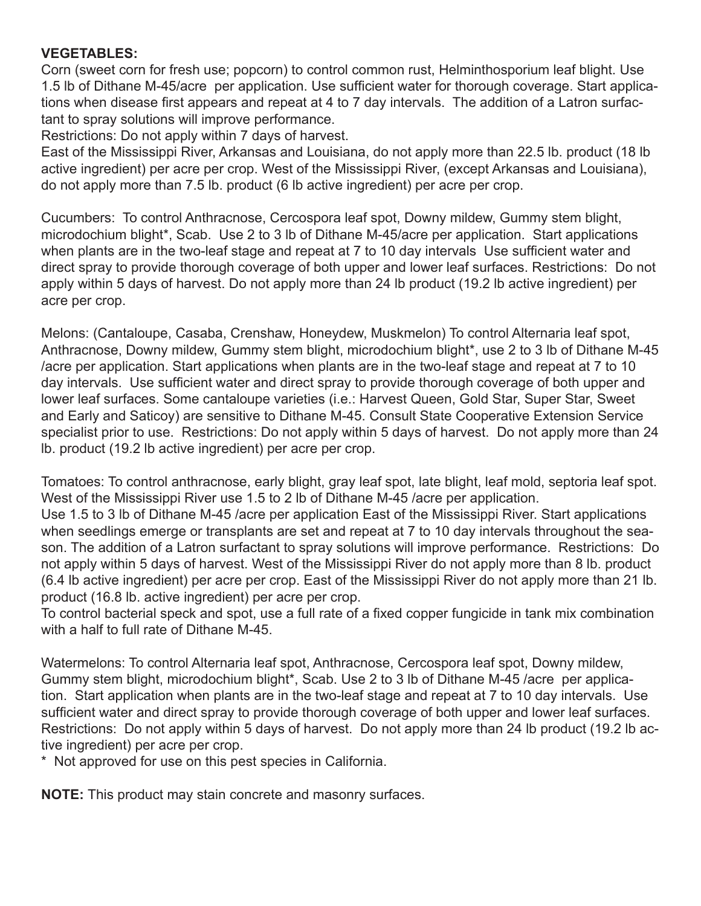**VEGETABLES:**

Corn (sweet corn for fresh use; popcorn) to control common rust, Helminthosporium leaf blight. Use 1.5 lb of Dithane M-45/acre per application. Use sufficient water for thorough coverage. Start applications when disease first appears and repeat at 4 to 7 day intervals. The addition of a Latron surfactant to spray solutions will improve performance.

Restrictions: Do not apply within 7 days of harvest.

East of the Mississippi River, Arkansas and Louisiana, do not apply more than 22.5 lb. product (18 lb active ingredient) per acre per crop. West of the Mississippi River, (except Arkansas and Louisiana), do not apply more than 7.5 lb. product (6 lb active ingredient) per acre per crop.

Cucumbers: To control Anthracnose, Cercospora leaf spot, Downy mildew, Gummy stem blight, microdochium blight*, Scab. Use 2 to 3 lb of Dithane M-45/acre per application. Start applications when plants are in the two-leaf stage and repeat at 7 to 10 day intervals Use sufficient water and direct spray to provide thorough coverage of both upper and lower leaf surfaces. Restrictions: Do not apply within 5 days of harvest. Do not apply more than 24 lb product (19.2 lb active ingredient) per acre per crop.

Melons: (Cantaloupe, Casaba, Crenshaw, Honeydew, Muskmelon) To control Alternaria leaf spot, Anthracnose, Downy mildew, Gummy stem blight, microdochium blight*, use 2 to 3 lb of Dithane M-45 /acre per application. Start applications when plants are in the two-leaf stage and repeat at 7 to 10 day intervals. Use sufficient water and direct spray to provide thorough coverage of both upper and lower leaf surfaces. Some cantaloupe varieties (i.e.: Harvest Queen, Gold Star, Super Star, Sweet and Early and Saticoy) are sensitive to Dithane M-45. Consult State Cooperative Extension Service specialist prior to use. Restrictions: Do not apply within 5 days of harvest. Do not apply more than 24 lb. product (19.2 lb active ingredient) per acre per crop.

Tomatoes: To control anthracnose, early blight, gray leaf spot, late blight, leaf mold, septoria leaf spot. West of the Mississippi River use 1.5 to 2 lb of Dithane M-45 /acre per application.

Use 1.5 to 3 lb of Dithane M-45 /acre per application East of the Mississippi River. Start applications when seedlings emerge or transplants are set and repeat at 7 to 10 day intervals throughout the season. The addition of a Latron surfactant to spray solutions will improve performance. Restrictions: Do not apply within 5 days of harvest. West of the Mississippi River do not apply more than 8 lb. product (6.4 lb active ingredient) per acre per crop. East of the Mississippi River do not apply more than 21 lb. product (16.8 lb. active ingredient) per acre per crop.

To control bacterial speck and spot, use a full rate of a fixed copper fungicide in tank mix combination with a half to full rate of Dithane M-45.

Watermelons: To control Alternaria leaf spot, Anthracnose, Cercospora leaf spot, Downy mildew, Gummy stem blight, microdochium blight*, Scab. Use 2 to 3 lb of Dithane M-45 /acre per application. Start application when plants are in the two-leaf stage and repeat at 7 to 10 day intervals. Use sufficient water and direct spray to provide thorough coverage of both upper and lower leaf surfaces. Restrictions: Do not apply within 5 days of harvest. Do not apply more than 24 lb product (19.2 lb active ingredient) per acre per crop.

\* Not approved for use on this pest species in California.

**NOTE:** This product may stain concrete and masonry surfaces.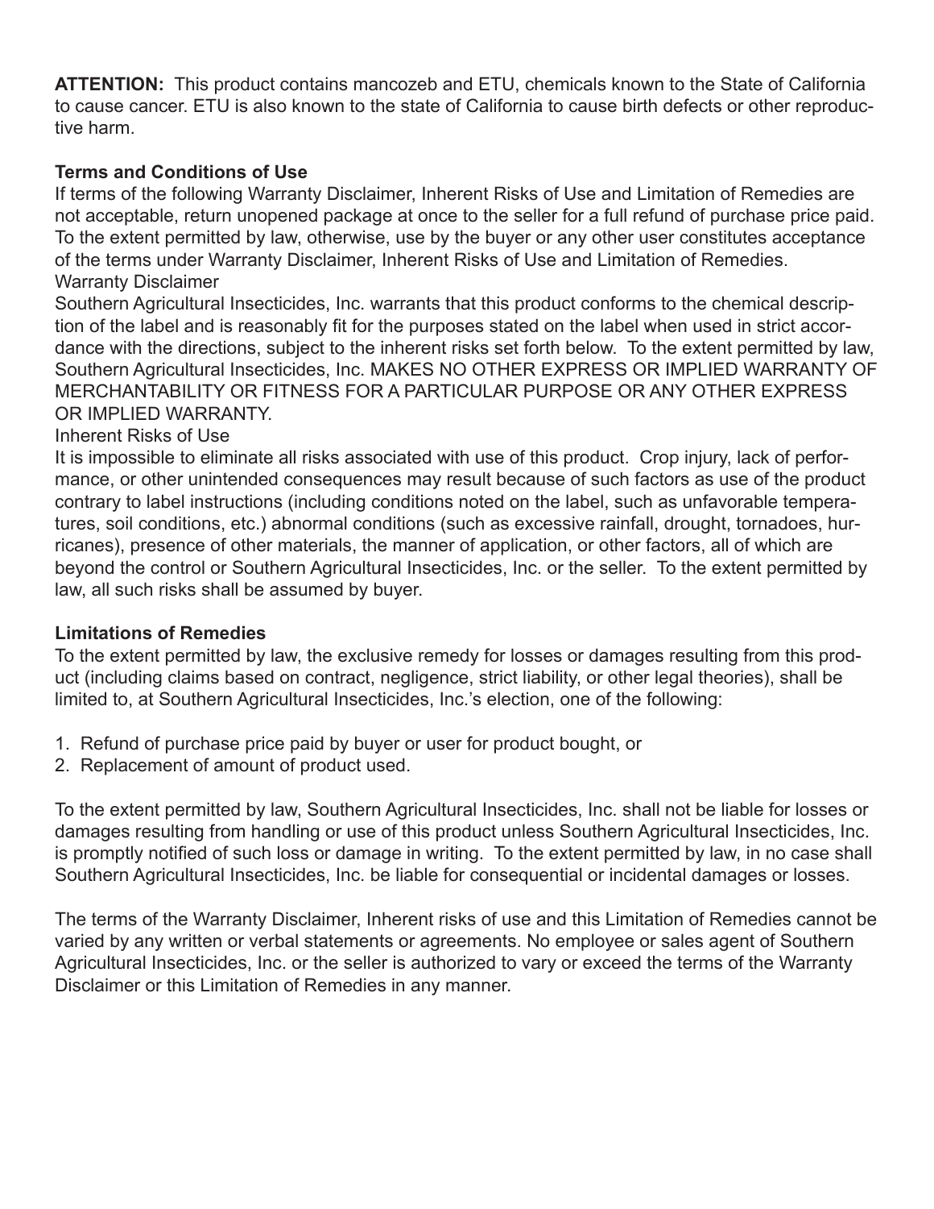**ATTENTION:** This product contains mancozeb and ETU, chemicals known to the State of California to cause cancer. ETU is also known to the state of California to cause birth defects or other reproductive harm.

**Terms and Conditions of Use**

If terms of the following Warranty Disclaimer, Inherent Risks of Use and Limitation of Remedies are not acceptable, return unopened package at once to the seller for a full refund of purchase price paid. To the extent permitted by law, otherwise, use by the buyer or any other user constitutes acceptance of the terms under Warranty Disclaimer, Inherent Risks of Use and Limitation of Remedies.

Warranty Disclaimer

Southern Agricultural Insecticides, Inc. warrants that this product conforms to the chemical description of the label and is reasonably fit for the purposes stated on the label when used in strict accordance with the directions, subject to the inherent risks set forth below. To the extent permitted by law, Southern Agricultural Insecticides, Inc. MAKES NO OTHER EXPRESS OR IMPLIED WARRANTY OF MERCHANTABILITY OR FITNESS FOR A PARTICULAR PURPOSE OR ANY OTHER EXPRESS OR IMPLIED WARRANTY.

Inherent Risks of Use

It is impossible to eliminate all risks associated with use of this product. Crop injury, lack of performance, or other unintended consequences may result because of such factors as use of the product contrary to label instructions (including conditions noted on the label, such as unfavorable temperatures, soil conditions, etc.) abnormal conditions (such as excessive rainfall, drought, tornadoes, hurricanes), presence of other materials, the manner of application, or other factors, all of which are beyond the control or Southern Agricultural Insecticides, Inc. or the seller. To the extent permitted by law, all such risks shall be assumed by buyer.

**Limitations of Remedies**

To the extent permitted by law, the exclusive remedy for losses or damages resulting from this product (including claims based on contract, negligence, strict liability, or other legal theories), shall be limited to, at Southern Agricultural Insecticides, Inc.'s election, one of the following:

1. Refund of purchase price paid by buyer or user for product bought, or
2. Replacement of amount of product used.

To the extent permitted by law, Southern Agricultural Insecticides, Inc. shall not be liable for losses or damages resulting from handling or use of this product unless Southern Agricultural Insecticides, Inc. is promptly notified of such loss or damage in writing. To the extent permitted by law, in no case shall Southern Agricultural Insecticides, Inc. be liable for consequential or incidental damages or losses.

The terms of the Warranty Disclaimer, Inherent risks of use and this Limitation of Remedies cannot be varied by any written or verbal statements or agreements. No employee or sales agent of Southern Agricultural Insecticides, Inc. or the seller is authorized to vary or exceed the terms of the Warranty Disclaimer or this Limitation of Remedies in any manner.